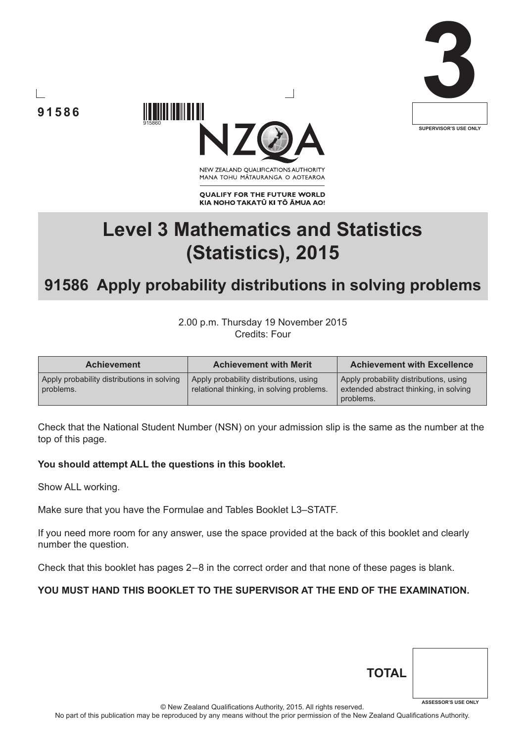91586

915860

**3**

SUPERVISOR'S USE ONLY

NEW ZEALAND QUALIFICATIONS AUTHORITY
MANA TOHU MĀTAURANGA O AOTEAROA

**QUALIFY FOR THE FUTURE WORLD**
**KIA NOHO TAKATŪ KI TŌ ĀMUA AO!**

# Level 3 Mathematics and Statistics (Statistics), 2015

## 91586 Apply probability distributions in solving problems

2.00 p.m. Thursday 19 November 2015
Credits: Four

| Achievement | Achievement with Merit | Achievement with Excellence |
| --- | --- | --- |
| Apply probability distributions in solving problems. | Apply probability distributions, using relational thinking, in solving problems. | Apply probability distributions, using extended abstract thinking, in solving problems. |

Check that the National Student Number (NSN) on your admission slip is the same as the number at the top of this page.

**You should attempt ALL the questions in this booklet.**

Show ALL working.

Make sure that you have the Formulae and Tables Booklet L3–STATF.

If you need more room for any answer, use the space provided at the back of this booklet and clearly number the question.

Check that this booklet has pages 2 – 8 in the correct order and that none of these pages is blank.

**YOU MUST HAND THIS BOOKLET TO THE SUPERVISOR AT THE END OF THE EXAMINATION.**

**TOTAL**

ASSESSOR'S USE ONLY

© New Zealand Qualifications Authority, 2015. All rights reserved.
No part of this publication may be reproduced by any means without the prior permission of the New Zealand Qualifications Authority.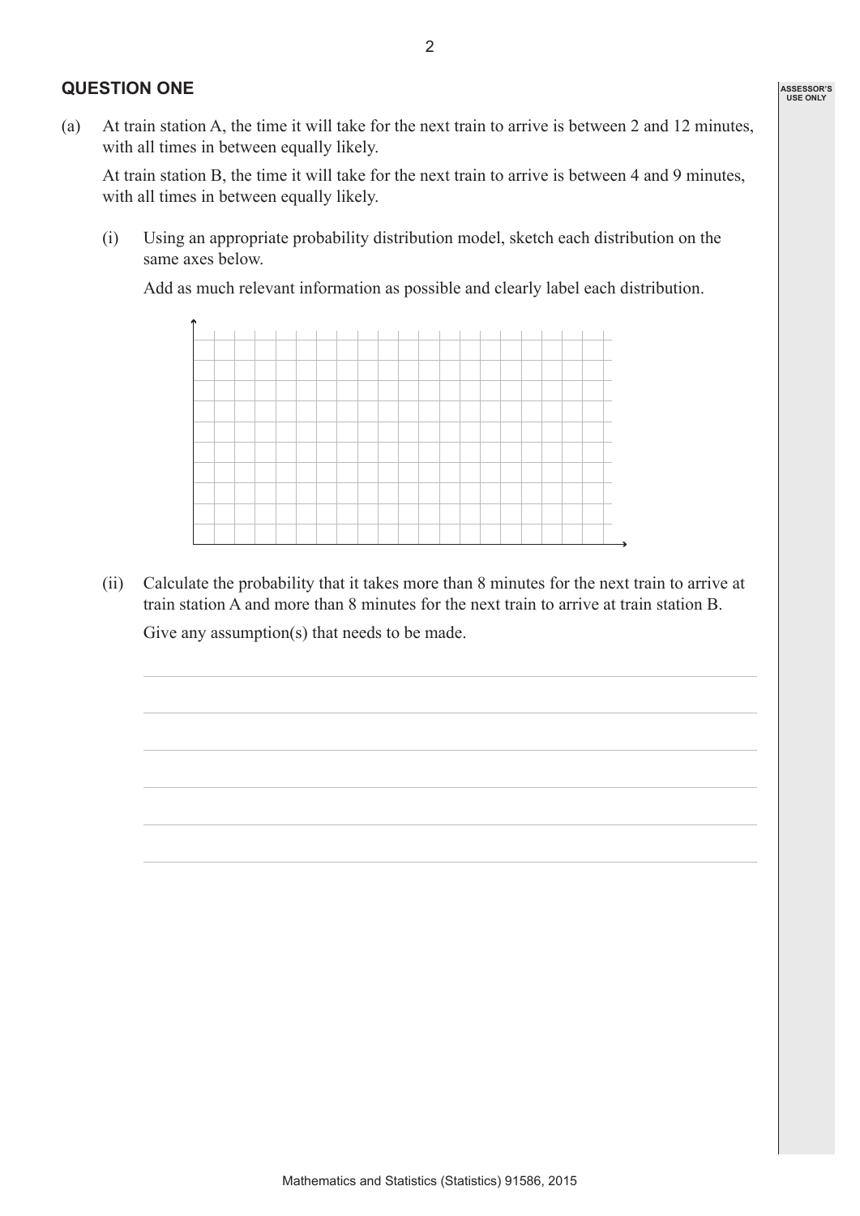## QUESTION ONE

(a) At train station A, the time it will take for the next train to arrive is between 2 and 12 minutes, with all times in between equally likely.

At train station B, the time it will take for the next train to arrive is between 4 and 9 minutes, with all times in between equally likely.

(i) Using an appropriate probability distribution model, sketch each distribution on the same axes below.

Add as much relevant information as possible and clearly label each distribution.

(ii) Calculate the probability that it takes more than 8 minutes for the next train to arrive at train station A and more than 8 minutes for the next train to arrive at train station B.

Give any assumption(s) that needs to be made.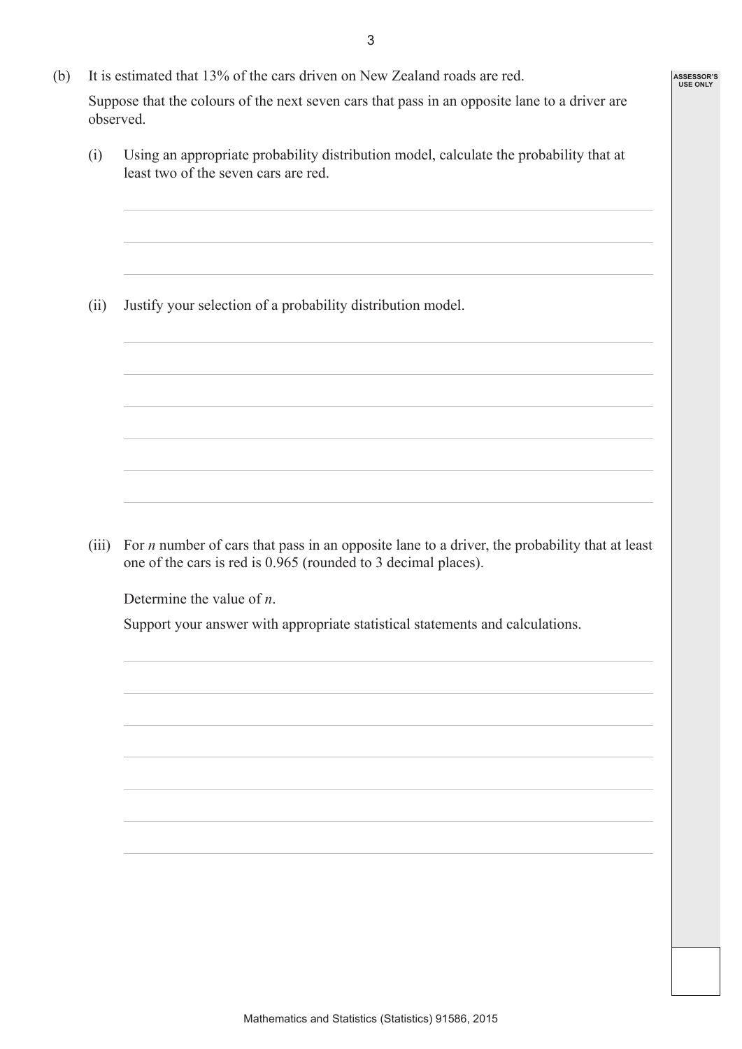(b) It is estimated that 13% of the cars driven on New Zealand roads are red.

Suppose that the colours of the next seven cars that pass in an opposite lane to a driver are observed.

(i) Using an appropriate probability distribution model, calculate the probability that at least two of the seven cars are red.

(ii) Justify your selection of a probability distribution model.

(iii) For $n$ number of cars that pass in an opposite lane to a driver, the probability that at least one of the cars is red is 0.965 (rounded to 3 decimal places).

Determine the value of $n$.

Support your answer with appropriate statistical statements and calculations.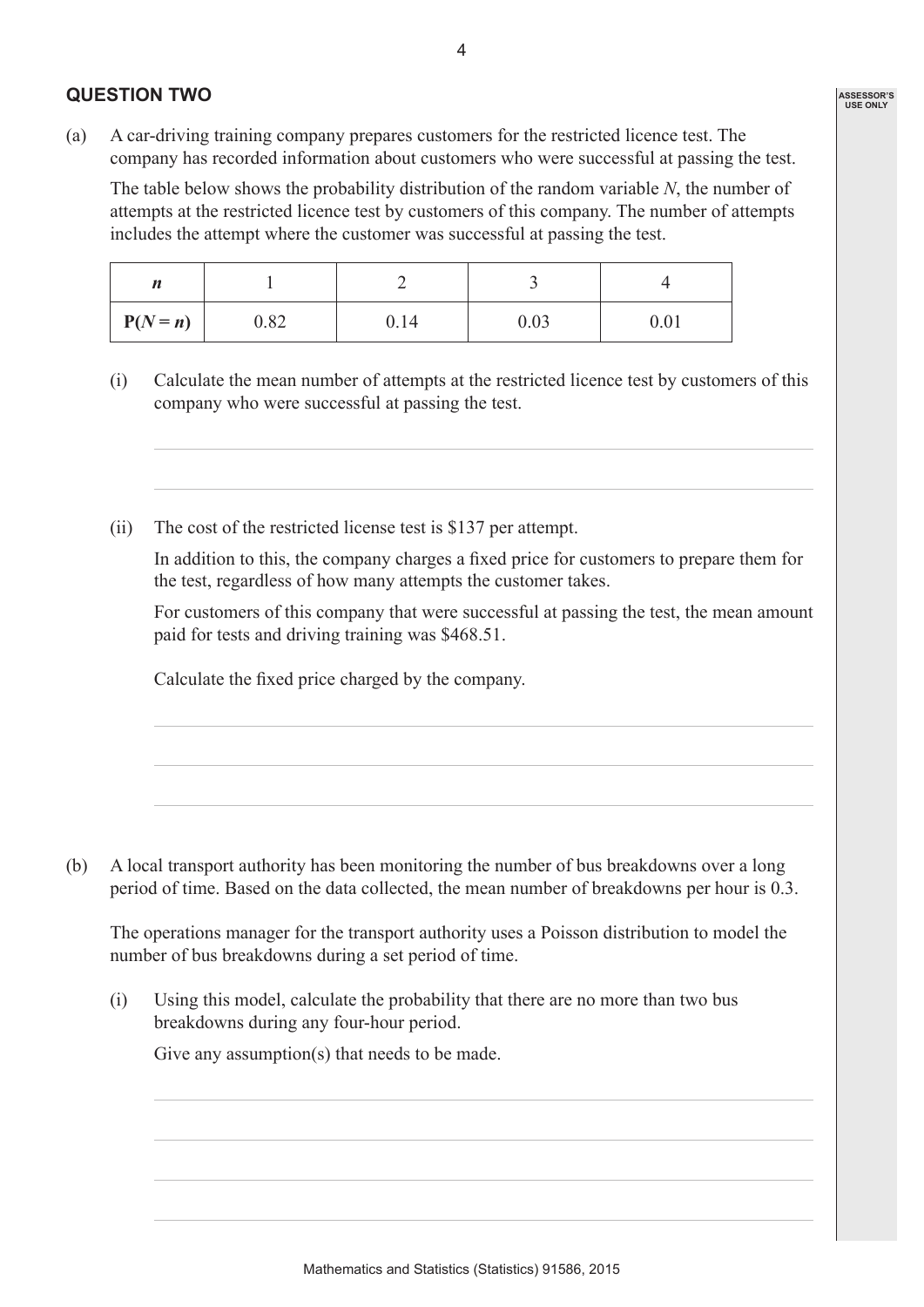## QUESTION TWO

(a) A car-driving training company prepares customers for the restricted licence test. The company has recorded information about customers who were successful at passing the test.

The table below shows the probability distribution of the random variable $N$, the number of attempts at the restricted licence test by customers of this company. The number of attempts includes the attempt where the customer was successful at passing the test.

| $n$ | 1 | 2 | 3 | 4 |
|---|---|---|---|---|
| $P(N = n)$ | 0.82 | 0.14 | 0.03 | 0.01 |

(i) Calculate the mean number of attempts at the restricted licence test by customers of this company who were successful at passing the test.

(ii) The cost of the restricted license test is $137 per attempt.

In addition to this, the company charges a fixed price for customers to prepare them for the test, regardless of how many attempts the customer takes.

For customers of this company that were successful at passing the test, the mean amount paid for tests and driving training was $468.51.

Calculate the fixed price charged by the company.

(b) A local transport authority has been monitoring the number of bus breakdowns over a long period of time. Based on the data collected, the mean number of breakdowns per hour is 0.3.

The operations manager for the transport authority uses a Poisson distribution to model the number of bus breakdowns during a set period of time.

(i) Using this model, calculate the probability that there are no more than two bus breakdowns during any four-hour period.

Give any assumption(s) that needs to be made.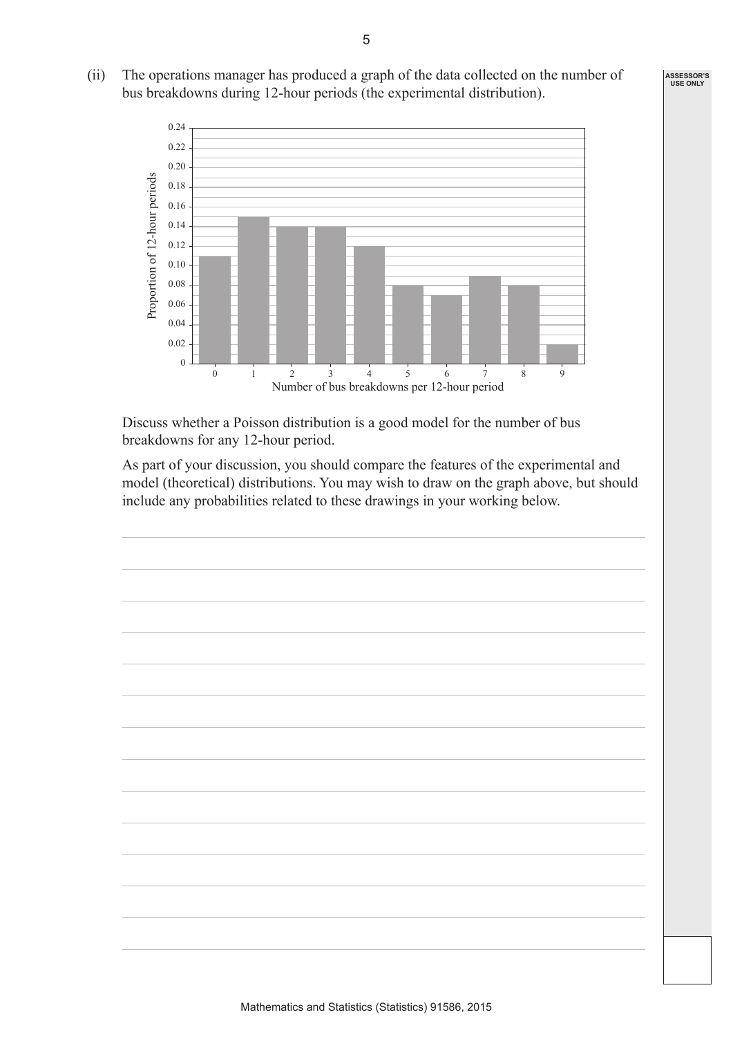(ii) The operations manager has produced a graph of the data collected on the number of bus breakdowns during 12-hour periods (the experimental distribution).

| Number of bus breakdowns per 12-hour period | 0 | 1 | 2 | 3 | 4 | 5 | 6 | 7 | 8 | 9 |
|---|---|---|---|---|---|---|---|---|---|---|
| Proportion of 12-hour periods | 0.11 | 0.15 | 0.14 | 0.14 | 0.12 | 0.08 | 0.07 | 0.09 | 0.08 | 0.02 |

Discuss whether a Poisson distribution is a good model for the number of bus breakdowns for any 12-hour period.

As part of your discussion, you should compare the features of the experimental and model (theoretical) distributions. You may wish to draw on the graph above, but should include any probabilities related to these drawings in your working below.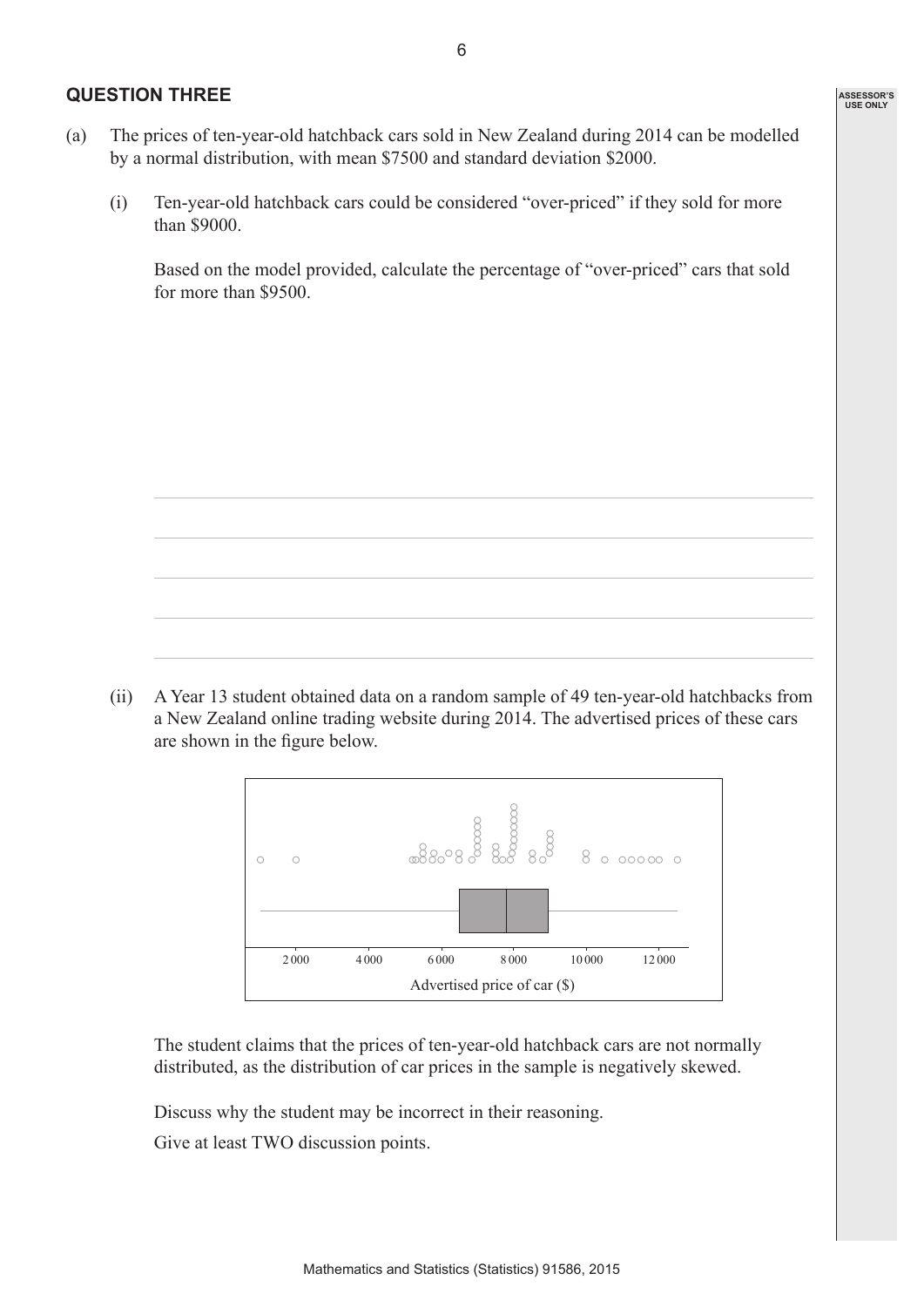## QUESTION THREE

(a) The prices of ten-year-old hatchback cars sold in New Zealand during 2014 can be modelled by a normal distribution, with mean \$7500 and standard deviation \$2000.

(i) Ten-year-old hatchback cars could be considered "over-priced" if they sold for more than \$9000.

Based on the model provided, calculate the percentage of "over-priced" cars that sold for more than \$9500.

(ii) A Year 13 student obtained data on a random sample of 49 ten-year-old hatchbacks from a New Zealand online trading website during 2014. The advertised prices of these cars are shown in the figure below.

The student claims that the prices of ten-year-old hatchback cars are not normally distributed, as the distribution of car prices in the sample is negatively skewed.

Discuss why the student may be incorrect in their reasoning.

Give at least TWO discussion points.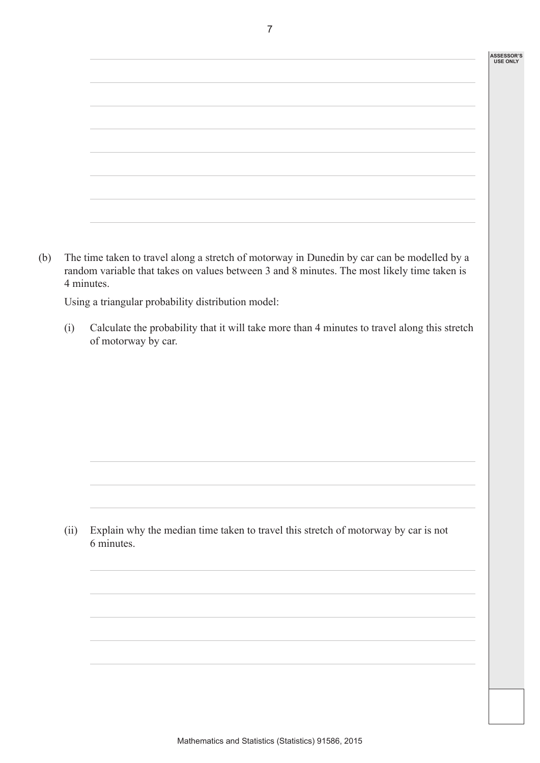(b) The time taken to travel along a stretch of motorway in Dunedin by car can be modelled by a random variable that takes on values between 3 and 8 minutes. The most likely time taken is 4 minutes.

Using a triangular probability distribution model:

(i) Calculate the probability that it will take more than 4 minutes to travel along this stretch of motorway by car.

(ii) Explain why the median time taken to travel this stretch of motorway by car is not 6 minutes.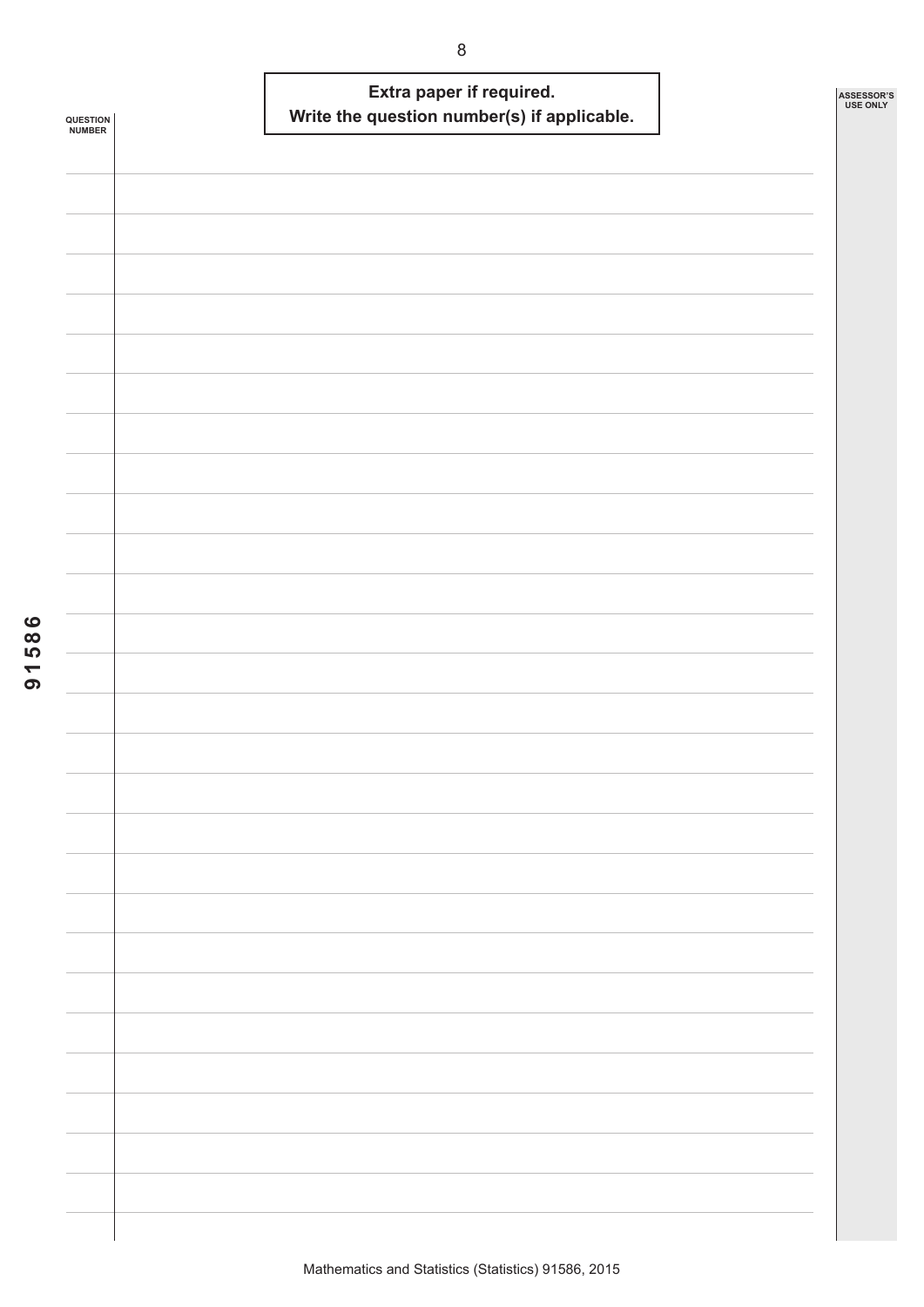**Extra paper if required.**
**Write the question number(s) if applicable.**

QUESTION NUMBER

ASSESSOR'S USE ONLY

91586

Mathematics and Statistics (Statistics) 91586, 2015